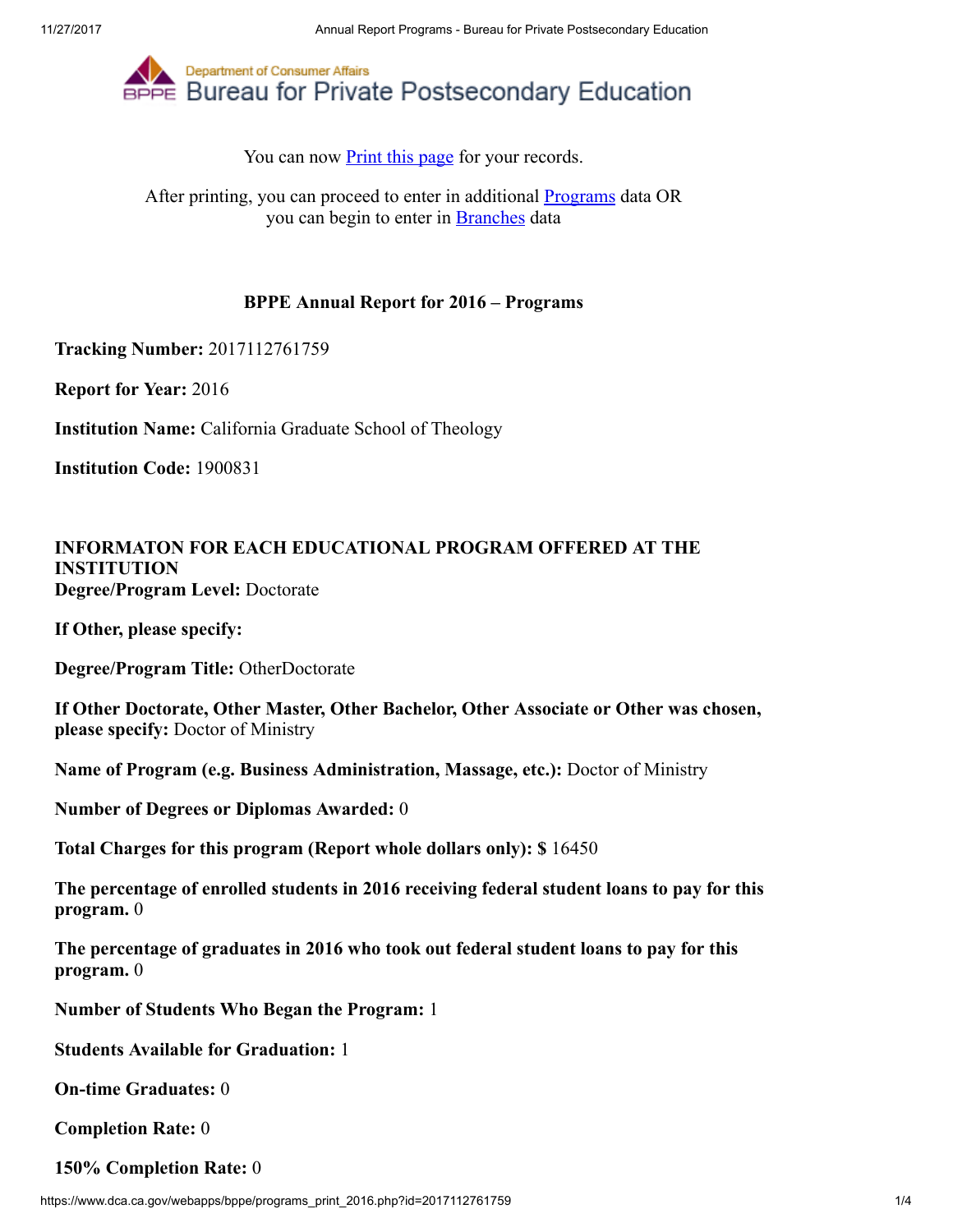Department of Consumer Affairs
# Bureau for Private Postsecondary Education

You can now Print this page for your records.

After printing, you can proceed to enter in additional Programs data OR
you can begin to enter in Branches data

## BPPE Annual Report for 2016 – Programs

**Tracking Number:** 2017112761759

**Report for Year:** 2016

**Institution Name:** California Graduate School of Theology

**Institution Code:** 1900831

**INFORMATON FOR EACH EDUCATIONAL PROGRAM OFFERED AT THE INSTITUTION**
**Degree/Program Level:** Doctorate

**If Other, please specify:**

**Degree/Program Title:** OtherDoctorate

**If Other Doctorate, Other Master, Other Bachelor, Other Associate or Other was chosen, please specify:** Doctor of Ministry

**Name of Program (e.g. Business Administration, Massage, etc.):** Doctor of Ministry

**Number of Degrees or Diplomas Awarded:** 0

**Total Charges for this program (Report whole dollars only): $** 16450

**The percentage of enrolled students in 2016 receiving federal student loans to pay for this program.** 0

**The percentage of graduates in 2016 who took out federal student loans to pay for this program.** 0

**Number of Students Who Began the Program:** 1

**Students Available for Graduation:** 1

**On-time Graduates:** 0

**Completion Rate:** 0

**150% Completion Rate:** 0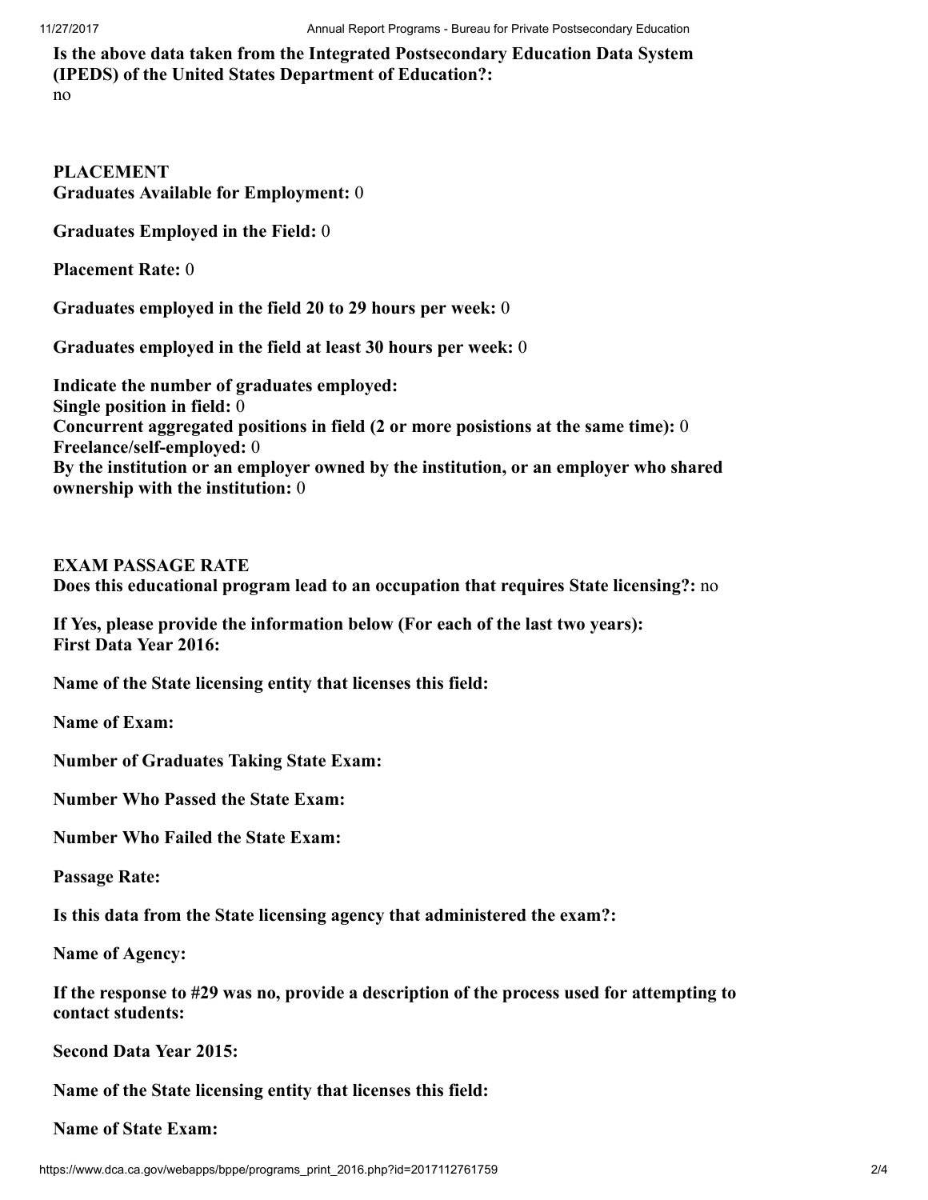**Is the above data taken from the Integrated Postsecondary Education Data System (IPEDS) of the United States Department of Education?:**
no

**PLACEMENT**
**Graduates Available for Employment:** 0

**Graduates Employed in the Field:** 0

**Placement Rate:** 0

**Graduates employed in the field 20 to 29 hours per week:** 0

**Graduates employed in the field at least 30 hours per week:** 0

**Indicate the number of graduates employed:**
**Single position in field:** 0
**Concurrent aggregated positions in field (2 or more posistions at the same time):** 0
**Freelance/self-employed:** 0
**By the institution or an employer owned by the institution, or an employer who shared ownership with the institution:** 0

**EXAM PASSAGE RATE**
**Does this educational program lead to an occupation that requires State licensing?:** no

**If Yes, please provide the information below (For each of the last two years):**
**First Data Year 2016:**

**Name of the State licensing entity that licenses this field:**

**Name of Exam:**

**Number of Graduates Taking State Exam:**

**Number Who Passed the State Exam:**

**Number Who Failed the State Exam:**

**Passage Rate:**

**Is this data from the State licensing agency that administered the exam?:**

**Name of Agency:**

**If the response to #29 was no, provide a description of the process used for attempting to contact students:**

**Second Data Year 2015:**

**Name of the State licensing entity that licenses this field:**

**Name of State Exam:**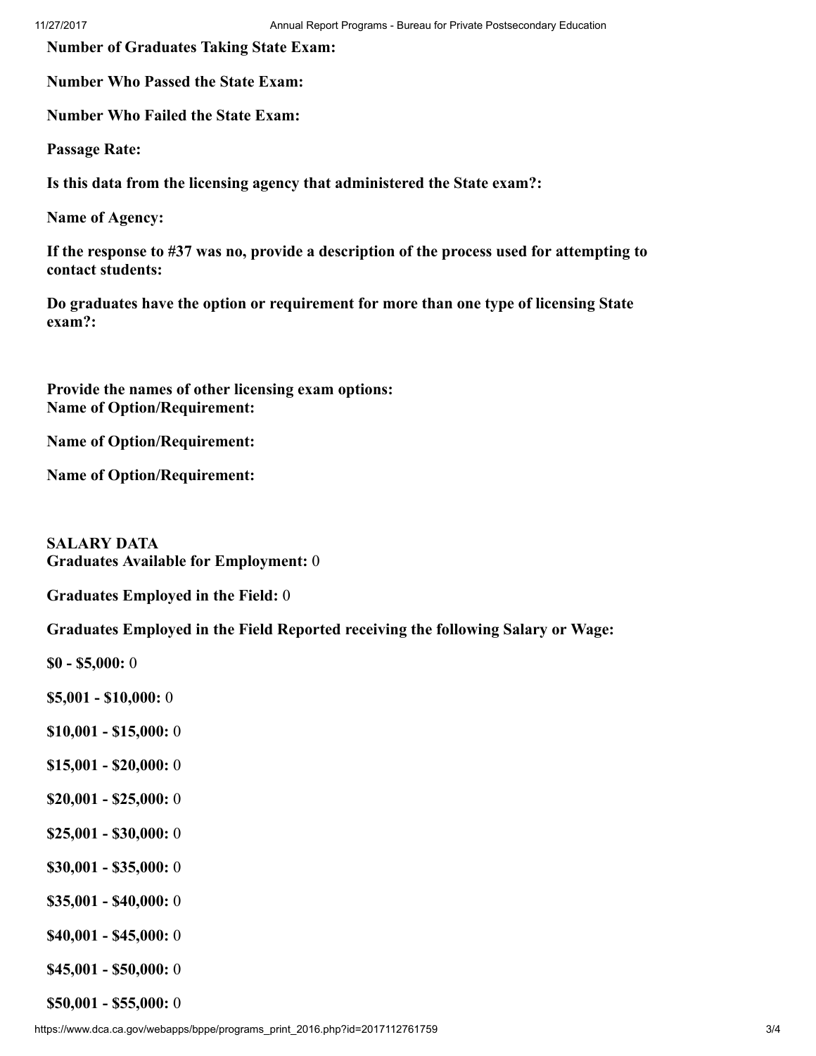**Number of Graduates Taking State Exam:**

**Number Who Passed the State Exam:**

**Number Who Failed the State Exam:**

**Passage Rate:**

**Is this data from the licensing agency that administered the State exam?:**

**Name of Agency:**

**If the response to #37 was no, provide a description of the process used for attempting to contact students:**

**Do graduates have the option or requirement for more than one type of licensing State exam?:**

**Provide the names of other licensing exam options:**
**Name of Option/Requirement:**

**Name of Option/Requirement:**

**Name of Option/Requirement:**

**SALARY DATA**
**Graduates Available for Employment:** 0

**Graduates Employed in the Field:** 0

**Graduates Employed in the Field Reported receiving the following Salary or Wage:**

**$0 - $5,000:** 0

**$5,001 - $10,000:** 0

**$10,001 - $15,000:** 0

**$15,001 - $20,000:** 0

**$20,001 - $25,000:** 0

**$25,001 - $30,000:** 0

**$30,001 - $35,000:** 0

**$35,001 - $40,000:** 0

**$40,001 - $45,000:** 0

**$45,001 - $50,000:** 0

**$50,001 - $55,000:** 0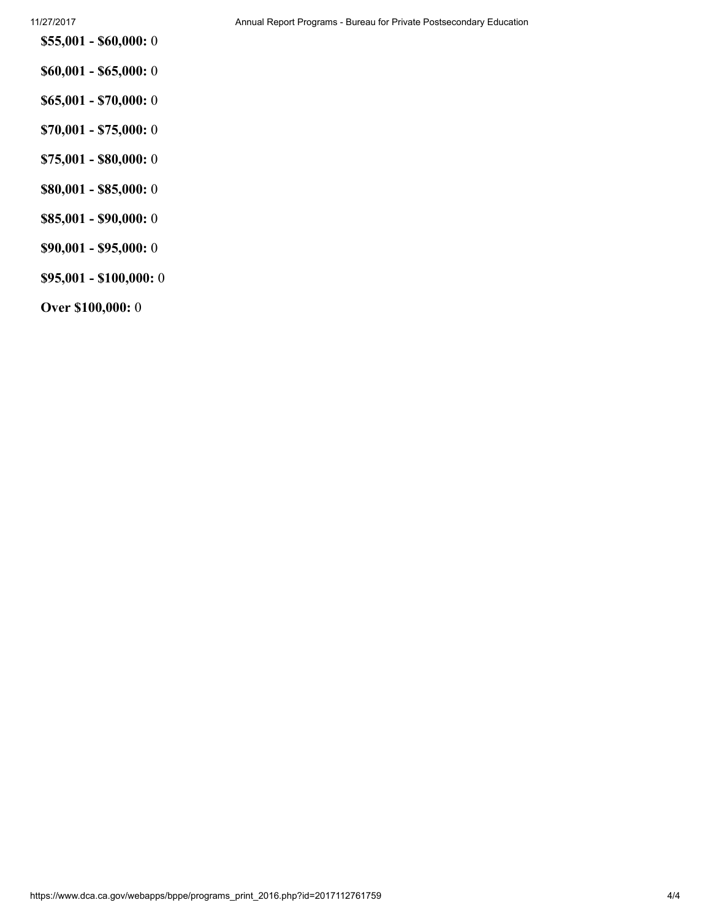**$55,001 - $60,000:** 0

**$60,001 - $65,000:** 0

**$65,001 - $70,000:** 0

**$70,001 - $75,000:** 0

**$75,001 - $80,000:** 0

**$80,001 - $85,000:** 0

**$85,001 - $90,000:** 0

**$90,001 - $95,000:** 0

**$95,001 - $100,000:** 0

**Over $100,000:** 0